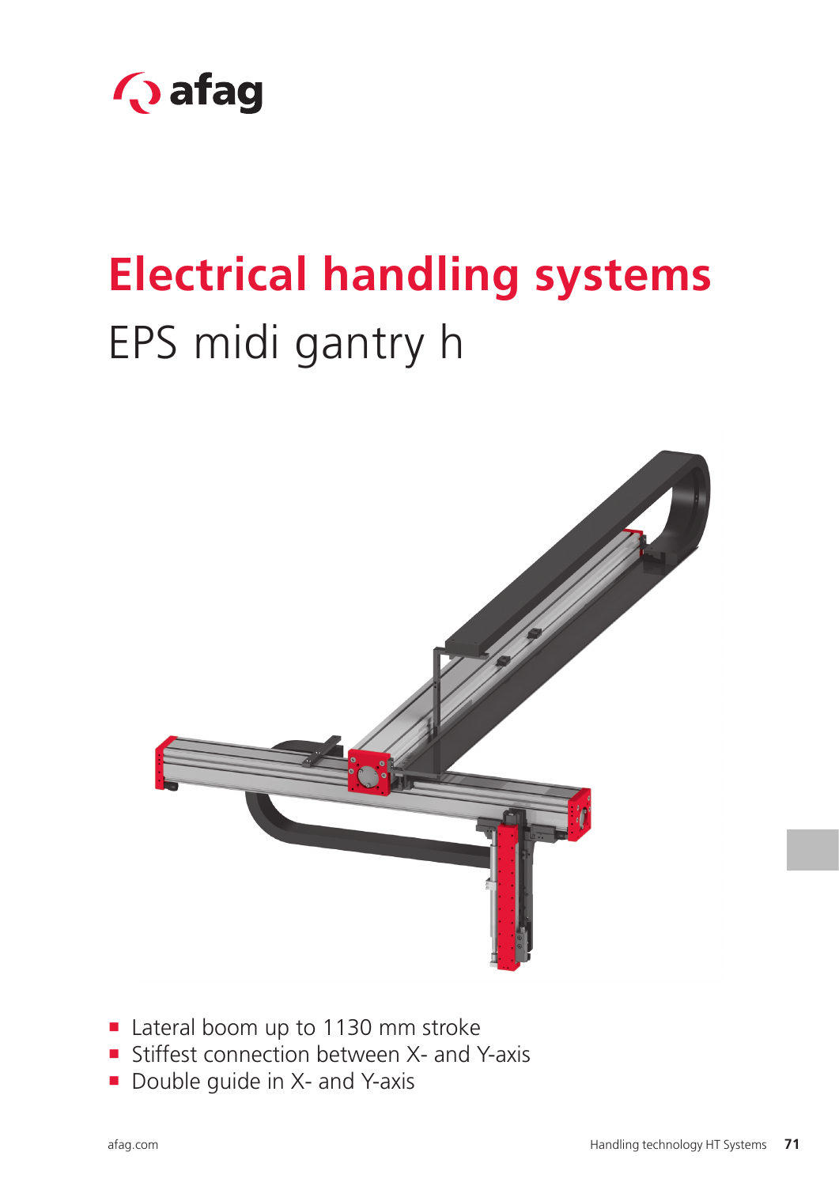# Electrical handling systems

## EPS midi gantry h

- Lateral boom up to 1130 mm stroke
- Stiffest connection between X- and Y-axis
- Double guide in X- and Y-axis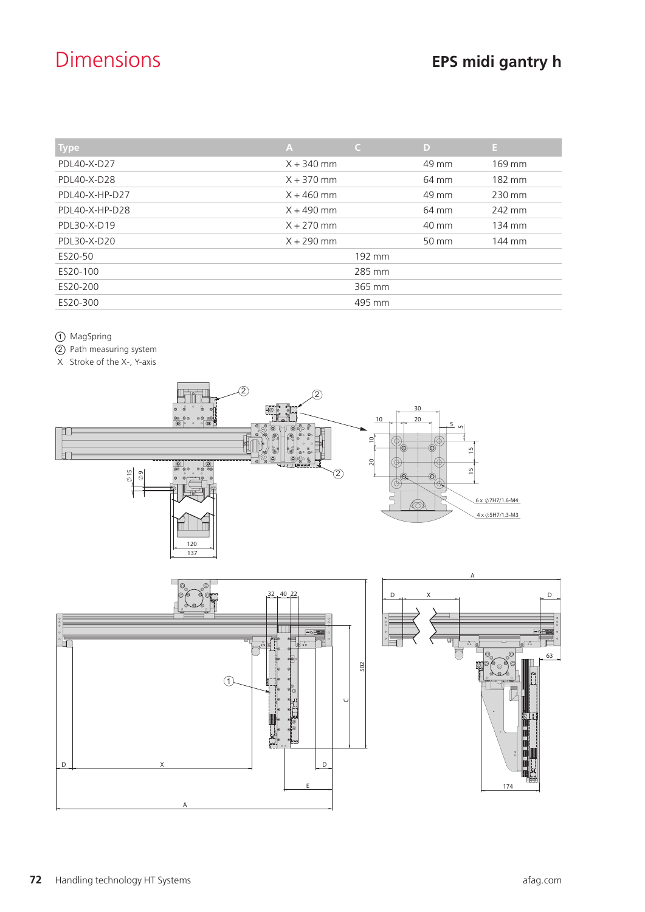# Dimensions

## EPS midi gantry h

| Type | A | C | D | E |
|---|---|---|---|---|
| PDL40-X-D27 | X + 340 mm | | 49 mm | 169 mm |
| PDL40-X-D28 | X + 370 mm | | 64 mm | 182 mm |
| PDL40-X-HP-D27 | X + 460 mm | | 49 mm | 230 mm |
| PDL40-X-HP-D28 | X + 490 mm | | 64 mm | 242 mm |
| PDL30-X-D19 | X + 270 mm | | 40 mm | 134 mm |
| PDL30-X-D20 | X + 290 mm | | 50 mm | 144 mm |
| ES20-50 | | 192 mm | | |
| ES20-100 | | 285 mm | | |
| ES20-200 | | 365 mm | | |
| ES20-300 | | 495 mm | | |

① MagSpring
② Path measuring system
X Stroke of the X-, Y-axis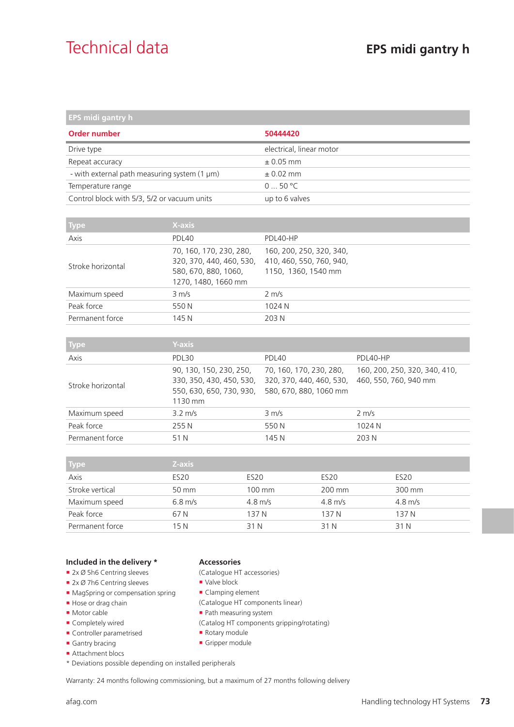# Technical data

## EPS midi gantry h

| EPS midi gantry h | |
|---|---|
| **Order number** | **50444420** |
| Drive type | electrical, linear motor |
| Repeat accuracy | ± 0.05 mm |
| - with external path measuring system (1 µm) | ± 0.02 mm |
| Temperature range | 0 ... 50 °C |
| Control block with 5/3, 5/2 or vacuum units | up to 6 valves |

| Type | X-axis | |
|---|---|---|
| Axis | PDL40 | PDL40-HP |
| Stroke horizontal | 70, 160, 170, 230, 280, 320, 370, 440, 460, 530, 580, 670, 880, 1060, 1270, 1480, 1660 mm | 160, 200, 250, 320, 340, 410, 460, 550, 760, 940, 1150, 1360, 1540 mm |
| Maximum speed | 3 m/s | 2 m/s |
| Peak force | 550 N | 1024 N |
| Permanent force | 145 N | 203 N |

| Type | Y-axis | | |
|---|---|---|---|
| Axis | PDL30 | PDL40 | PDL40-HP |
| Stroke horizontal | 90, 130, 150, 230, 250, 330, 350, 430, 450, 530, 550, 630, 650, 730, 930, 1130 mm | 70, 160, 170, 230, 280, 320, 370, 440, 460, 530, 580, 670, 880, 1060 mm | 160, 200, 250, 320, 340, 410, 460, 550, 760, 940 mm |
| Maximum speed | 3.2 m/s | 3 m/s | 2 m/s |
| Peak force | 255 N | 550 N | 1024 N |
| Permanent force | 51 N | 145 N | 203 N |

| Type | Z-axis | | | |
|---|---|---|---|---|
| Axis | ES20 | ES20 | ES20 | ES20 |
| Stroke vertical | 50 mm | 100 mm | 200 mm | 300 mm |
| Maximum speed | 6.8 m/s | 4.8 m/s | 4.8 m/s | 4.8 m/s |
| Peak force | 67 N | 137 N | 137 N | 137 N |
| Permanent force | 15 N | 31 N | 31 N | 31 N |

### Included in the delivery *

- 2x Ø 5h6 Centring sleeves
- 2x Ø 7h6 Centring sleeves
- MagSpring or compensation spring
- Hose or drag chain
- Motor cable
- Completely wired
- Controller parametrised
- Gantry bracing
- Attachment blocs

* Deviations possible depending on installed peripherals

### Accessories

(Catalogue HT accessories)
- Valve block
- Clamping element

(Catalogue HT components linear)
- Path measuring system

(Catalog HT components gripping/rotating)
- Rotary module
- Gripper module

Warranty: 24 months following commissioning, but a maximum of 27 months following delivery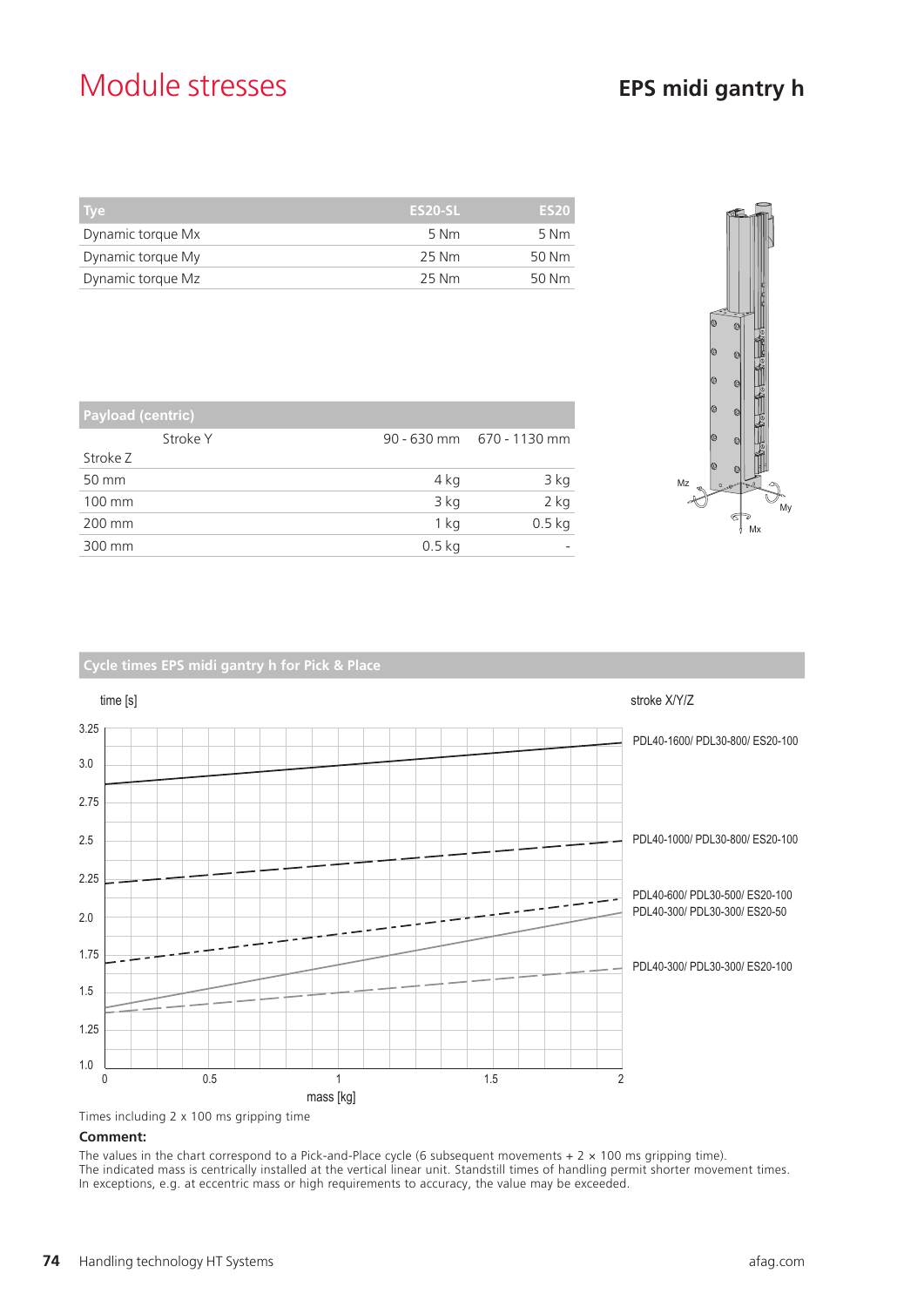# Module stresses

## EPS midi gantry h

| Tye | ES20-SL | ES20 |
|---|---|---|
| Dynamic torque Mx | 5 Nm | 5 Nm |
| Dynamic torque My | 25 Nm | 50 Nm |
| Dynamic torque Mz | 25 Nm | 50 Nm |

Mz
My
Mx

| Payload (centric) | | |
|---|---|---|
| Stroke Y | 90 - 630 mm | 670 - 1130 mm |
| Stroke Z | | |
| 50 mm | 4 kg | 3 kg |
| 100 mm | 3 kg | 2 kg |
| 200 mm | 1 kg | 0.5 kg |
| 300 mm | 0.5 kg | - |

### Cycle times EPS midi gantry h for Pick & Place

time [s]

3.25
3.0
2.75
2.5
2.25
2.0
1.75
1.5
1.25
1.0

0
0.5
1
1.5
2

mass [kg]

stroke X/Y/Z

PDL40-1600/ PDL30-800/ ES20-100
PDL40-1000/ PDL30-800/ ES20-100
PDL40-600/ PDL30-500/ ES20-100
PDL40-300/ PDL30-300/ ES20-50
PDL40-300/ PDL30-300/ ES20-100

Times including 2 x 100 ms gripping time

**Comment:**

The values in the chart correspond to a Pick-and-Place cycle (6 subsequent movements + 2 × 100 ms gripping time).
The indicated mass is centrically installed at the vertical linear unit. Standstill times of handling permit shorter movement times.
In exceptions, e.g. at eccentric mass or high requirements to accuracy, the value may be exceeded.